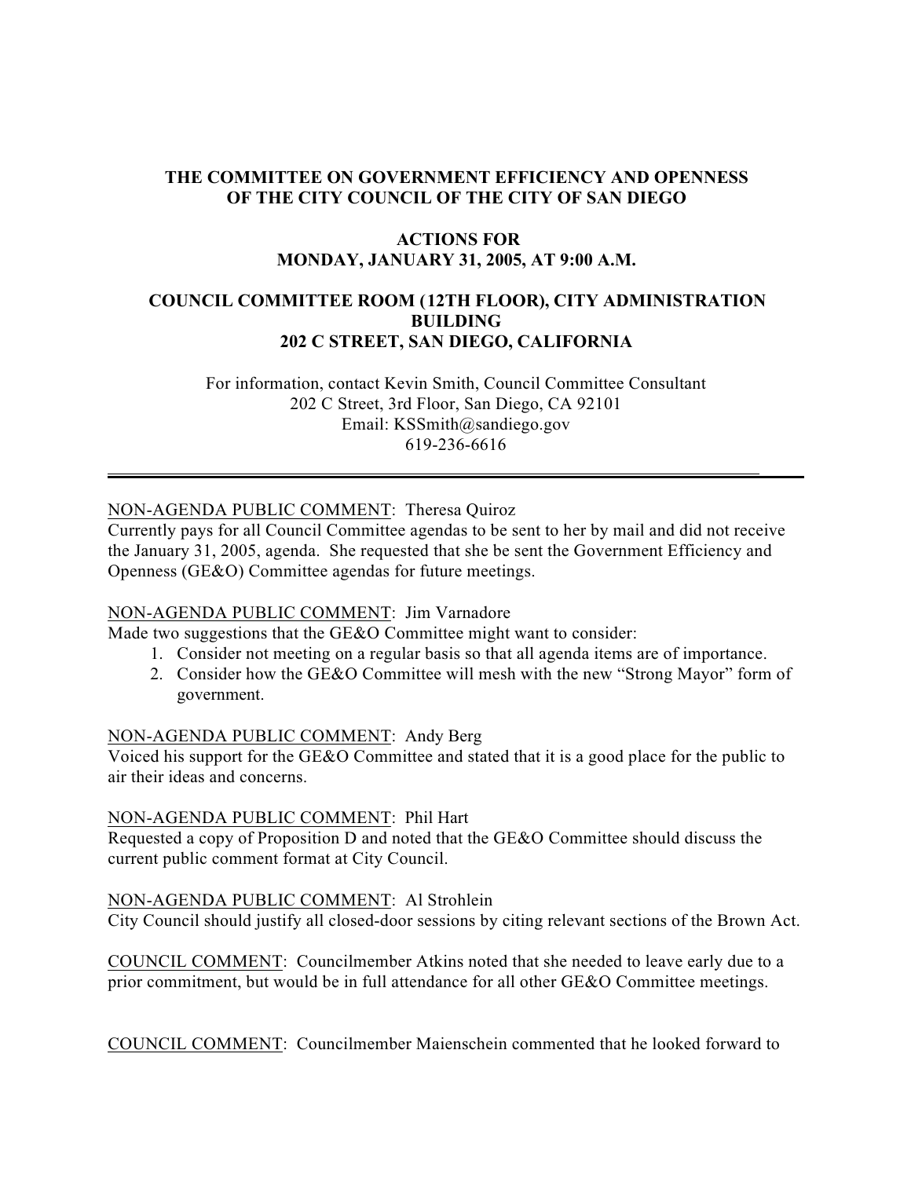# THE COMMITTEE ON GOVERNMENT EFFICIENCY AND OPENNESS OF THE CITY COUNCIL OF THE CITY OF SAN DIEGO

## ACTIONS FOR MONDAY, JANUARY 31, 2005, AT 9:00 A.M.

## COUNCIL COMMITTEE ROOM (12TH FLOOR), CITY ADMINISTRATION BUILDING 202 C STREET, SAN DIEGO, CALIFORNIA

For information, contact Kevin Smith, Council Committee Consultant
202 C Street, 3rd Floor, San Diego, CA 92101
Email: KSSmith@sandiego.gov
619-236-6616

---

NON-AGENDA PUBLIC COMMENT: Theresa Quiroz
Currently pays for all Council Committee agendas to be sent to her by mail and did not receive the January 31, 2005, agenda. She requested that she be sent the Government Efficiency and Openness (GE&O) Committee agendas for future meetings.

NON-AGENDA PUBLIC COMMENT: Jim Varnadore
Made two suggestions that the GE&O Committee might want to consider:

1. Consider not meeting on a regular basis so that all agenda items are of importance.
2. Consider how the GE&O Committee will mesh with the new "Strong Mayor" form of government.

NON-AGENDA PUBLIC COMMENT: Andy Berg
Voiced his support for the GE&O Committee and stated that it is a good place for the public to air their ideas and concerns.

NON-AGENDA PUBLIC COMMENT: Phil Hart
Requested a copy of Proposition D and noted that the GE&O Committee should discuss the current public comment format at City Council.

NON-AGENDA PUBLIC COMMENT: Al Strohlein
City Council should justify all closed-door sessions by citing relevant sections of the Brown Act.

COUNCIL COMMENT: Councilmember Atkins noted that she needed to leave early due to a prior commitment, but would be in full attendance for all other GE&O Committee meetings.

COUNCIL COMMENT: Councilmember Maienschein commented that he looked forward to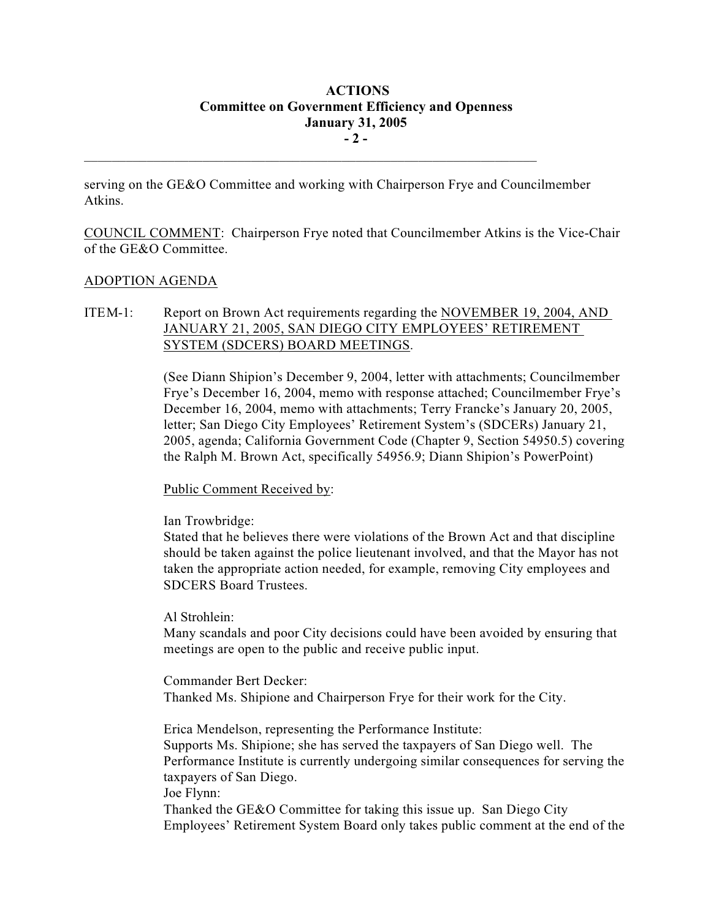serving on the GE&O Committee and working with Chairperson Frye and Councilmember Atkins.

COUNCIL COMMENT: Chairperson Frye noted that Councilmember Atkins is the Vice-Chair of the GE&O Committee.

ADOPTION AGENDA

ITEM-1: Report on Brown Act requirements regarding the NOVEMBER 19, 2004, AND JANUARY 21, 2005, SAN DIEGO CITY EMPLOYEES' RETIREMENT SYSTEM (SDCERS) BOARD MEETINGS.

(See Diann Shipion's December 9, 2004, letter with attachments; Councilmember Frye's December 16, 2004, memo with response attached; Councilmember Frye's December 16, 2004, memo with attachments; Terry Francke's January 20, 2005, letter; San Diego City Employees' Retirement System's (SDCERs) January 21, 2005, agenda; California Government Code (Chapter 9, Section 54950.5) covering the Ralph M. Brown Act, specifically 54956.9; Diann Shipion's PowerPoint)

Public Comment Received by:

Ian Trowbridge:
Stated that he believes there were violations of the Brown Act and that discipline should be taken against the police lieutenant involved, and that the Mayor has not taken the appropriate action needed, for example, removing City employees and SDCERS Board Trustees.

Al Strohlein:
Many scandals and poor City decisions could have been avoided by ensuring that meetings are open to the public and receive public input.

Commander Bert Decker:
Thanked Ms. Shipione and Chairperson Frye for their work for the City.

Erica Mendelson, representing the Performance Institute:
Supports Ms. Shipione; she has served the taxpayers of San Diego well. The Performance Institute is currently undergoing similar consequences for serving the taxpayers of San Diego.

Joe Flynn:
Thanked the GE&O Committee for taking this issue up. San Diego City Employees' Retirement System Board only takes public comment at the end of the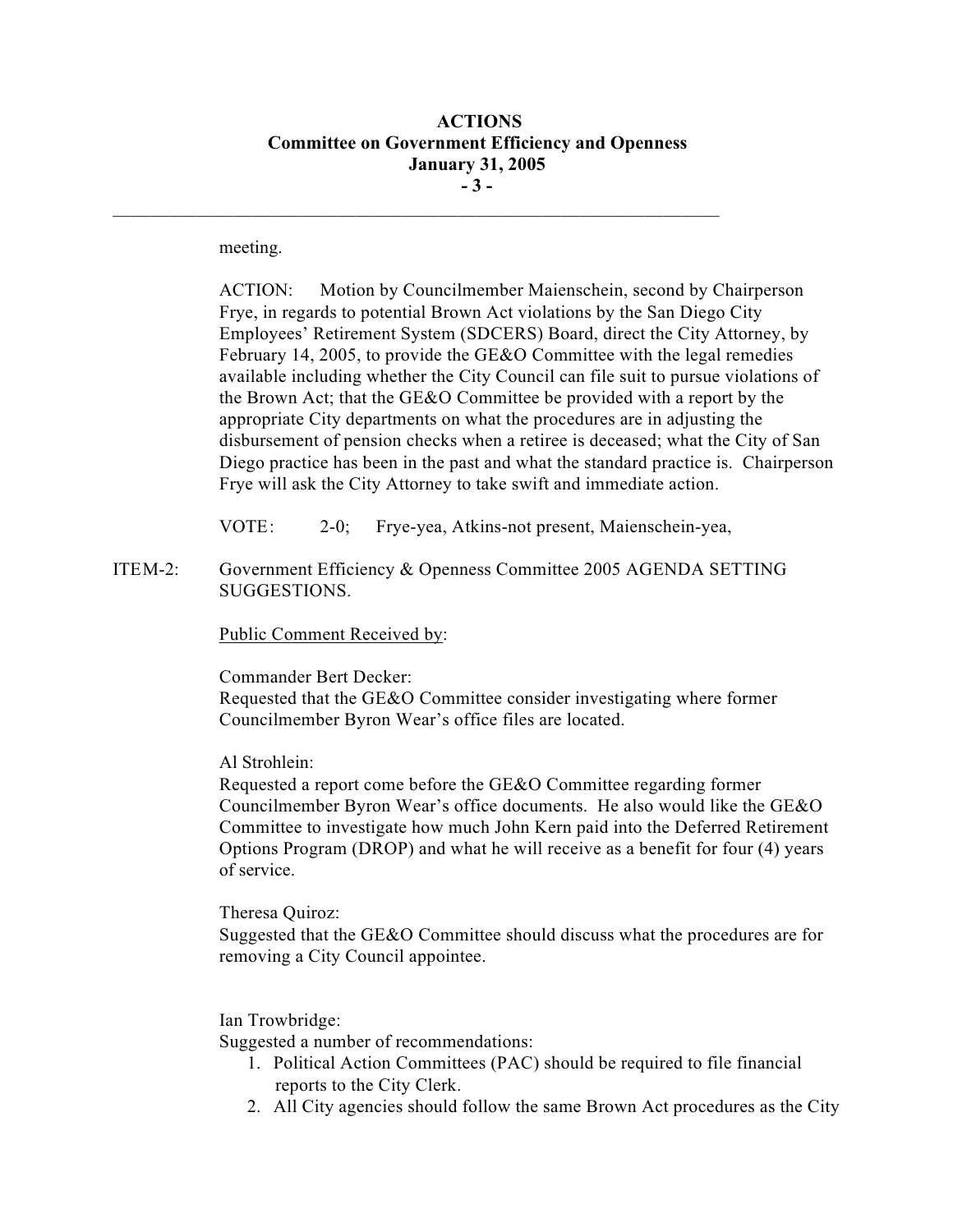meeting.

ACTION: Motion by Councilmember Maienschein, second by Chairperson Frye, in regards to potential Brown Act violations by the San Diego City Employees' Retirement System (SDCERS) Board, direct the City Attorney, by February 14, 2005, to provide the GE&O Committee with the legal remedies available including whether the City Council can file suit to pursue violations of the Brown Act; that the GE&O Committee be provided with a report by the appropriate City departments on what the procedures are in adjusting the disbursement of pension checks when a retiree is deceased; what the City of San Diego practice has been in the past and what the standard practice is. Chairperson Frye will ask the City Attorney to take swift and immediate action.

VOTE: 2-0; Frye-yea, Atkins-not present, Maienschein-yea,

ITEM-2: Government Efficiency & Openness Committee 2005 AGENDA SETTING SUGGESTIONS.

Public Comment Received by:

Commander Bert Decker:
Requested that the GE&O Committee consider investigating where former Councilmember Byron Wear's office files are located.

Al Strohlein:
Requested a report come before the GE&O Committee regarding former Councilmember Byron Wear's office documents. He also would like the GE&O Committee to investigate how much John Kern paid into the Deferred Retirement Options Program (DROP) and what he will receive as a benefit for four (4) years of service.

Theresa Quiroz:
Suggested that the GE&O Committee should discuss what the procedures are for removing a City Council appointee.

Ian Trowbridge:
Suggested a number of recommendations:

1. Political Action Committees (PAC) should be required to file financial reports to the City Clerk.
2. All City agencies should follow the same Brown Act procedures as the City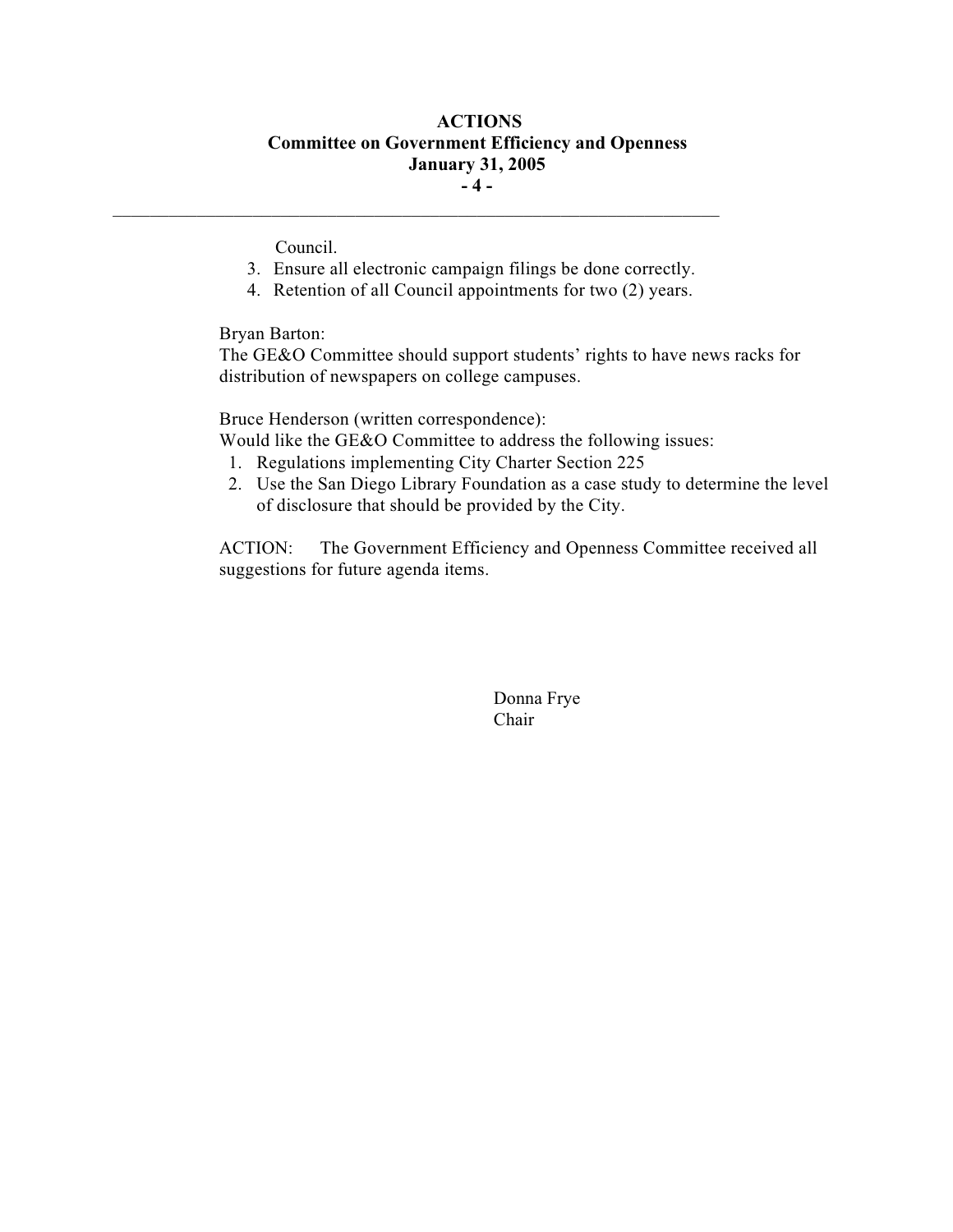Council.

3. Ensure all electronic campaign filings be done correctly.
4. Retention of all Council appointments for two (2) years.

Bryan Barton:
The GE&O Committee should support students' rights to have news racks for distribution of newspapers on college campuses.

Bruce Henderson (written correspondence):
Would like the GE&O Committee to address the following issues:

1. Regulations implementing City Charter Section 225
2. Use the San Diego Library Foundation as a case study to determine the level of disclosure that should be provided by the City.

ACTION: The Government Efficiency and Openness Committee received all suggestions for future agenda items.

Donna Frye
Chair